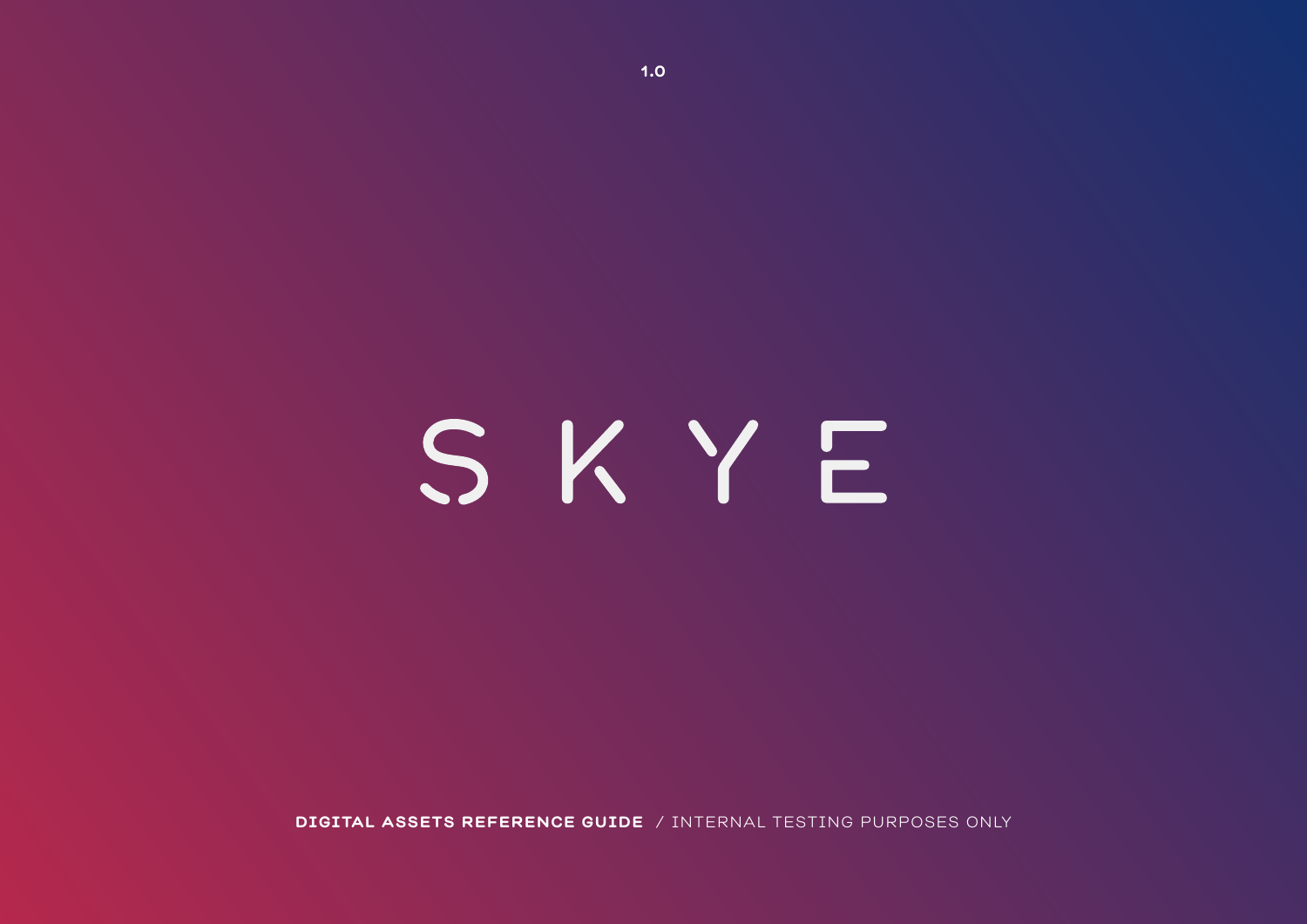1.0

# S K Y E

**DIGITAL ASSETS REFERENCE GUIDE** / INTERNAL TESTING PURPOSES ONLY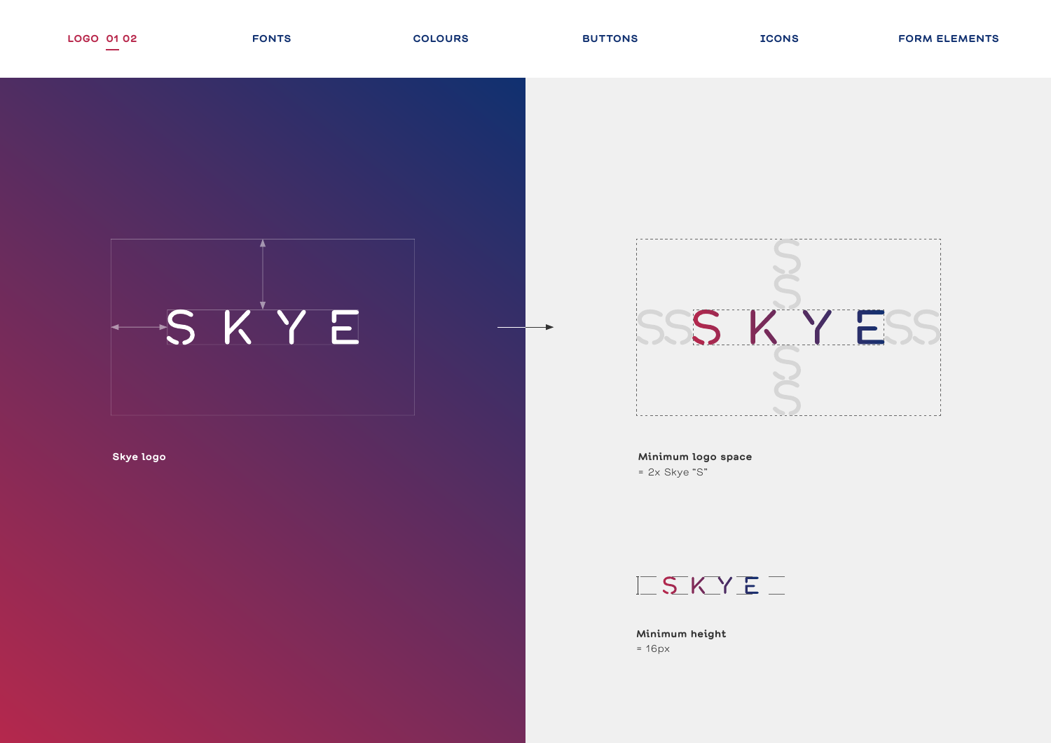LOGO 01 02 | FONTS | COLOURS | BUTTONS | ICONS | FORM ELEMENTS

SKYE

**Skye logo**

SKYE

**Minimum logo space**
= 2x Skye "S"

SKYE

**Minimum height**
= 16px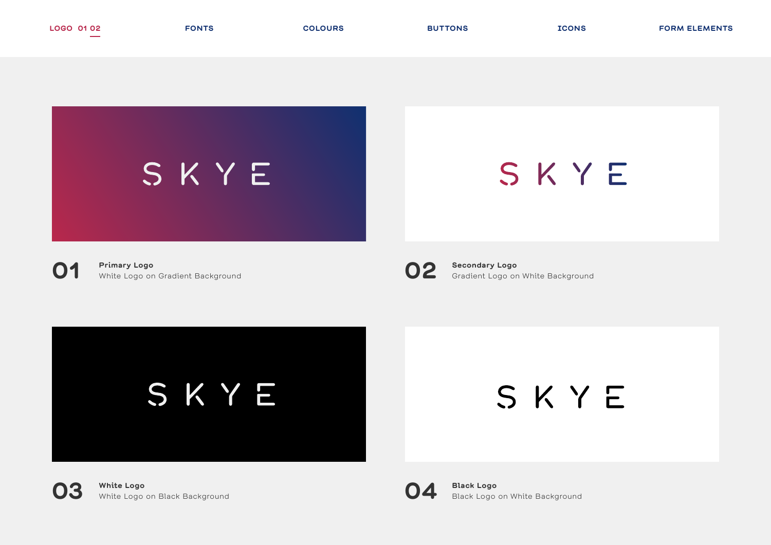LOGO 01 02 FONTS COLOURS BUTTONS ICONS FORM ELEMENTS

SKYE

**01** **Primary Logo**
White Logo on Gradient Background

SKYE

**02** **Secondary Logo**
Gradient Logo on White Background

SKYE

**03** **White Logo**
White Logo on Black Background

SKYE

**04** **Black Logo**
Black Logo on White Background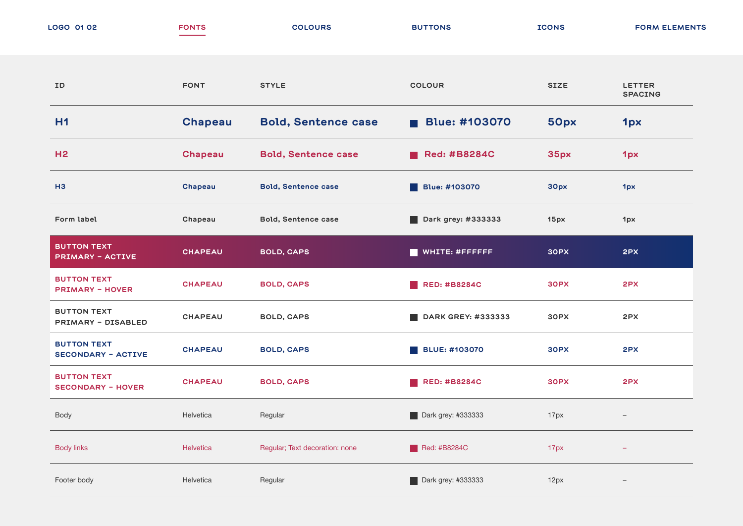LOGO 01 02 | FONTS | COLOURS | BUTTONS | ICONS | FORM ELEMENTS

| ID | FONT | STYLE | COLOUR | SIZE | LETTER SPACING |
|---|---|---|---|---|---|
| H1 | Chapeau | Bold, Sentence case | Blue: #103070 | 50px | 1px |
| H2 | Chapeau | Bold, Sentence case | Red: #B8284C | 35px | 1px |
| H3 | Chapeau | Bold, Sentence case | Blue: #103070 | 30px | 1px |
| Form label | Chapeau | Bold, Sentence case | Dark grey: #333333 | 15px | 1px |
| BUTTON TEXT PRIMARY – ACTIVE | CHAPEAU | BOLD, CAPS | WHITE: #FFFFFF | 30PX | 2PX |
| BUTTON TEXT PRIMARY – HOVER | CHAPEAU | BOLD, CAPS | RED: #B8284C | 30PX | 2PX |
| BUTTON TEXT PRIMARY – DISABLED | CHAPEAU | BOLD, CAPS | DARK GREY: #333333 | 30PX | 2PX |
| BUTTON TEXT SECONDARY – ACTIVE | CHAPEAU | BOLD, CAPS | BLUE: #103070 | 30PX | 2PX |
| BUTTON TEXT SECONDARY – HOVER | CHAPEAU | BOLD, CAPS | RED: #B8284C | 30PX | 2PX |
| Body | Helvetica | Regular | Dark grey: #333333 | 17px | – |
| Body links | Helvetica | Regular; Text decoration: none | Red: #B8284C | 17px | – |
| Footer body | Helvetica | Regular | Dark grey: #333333 | 12px | – |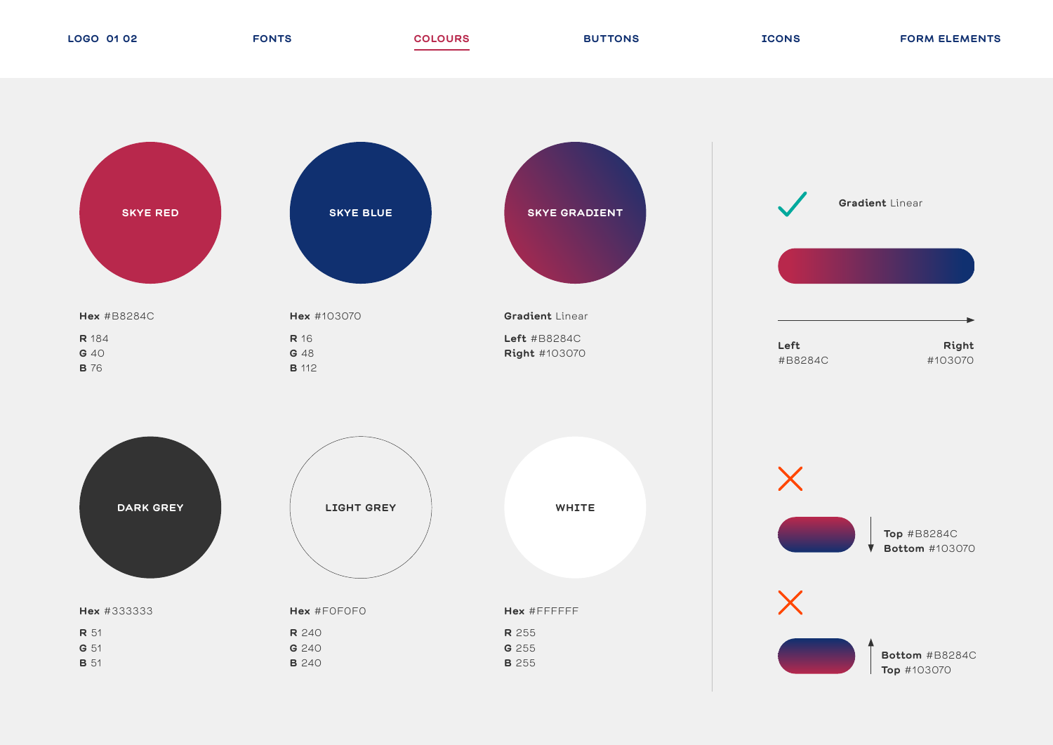LOGO 01 02 | FONTS | **COLOURS** | BUTTONS | ICONS | FORM ELEMENTS

## SKYE RED

**Hex** #B8284C

**R** 184
**G** 40
**B** 76

## SKYE BLUE

**Hex** #103070

**R** 16
**G** 48
**B** 112

## SKYE GRADIENT

**Gradient** Linear

**Left** #B8284C
**Right** #103070

## DARK GREY

**Hex** #333333

**R** 51
**G** 51
**B** 51

## LIGHT GREY

**Hex** #F0F0F0

**R** 240
**G** 240
**B** 240

## WHITE

**Hex** #FFFFFF

**R** 255
**G** 255
**B** 255

---

✓ **Gradient** Linear

**Left** #B8284C → **Right** #103070

✗ **Top** #B8284C, **Bottom** #103070

✗ **Bottom** #B8284C, **Top** #103070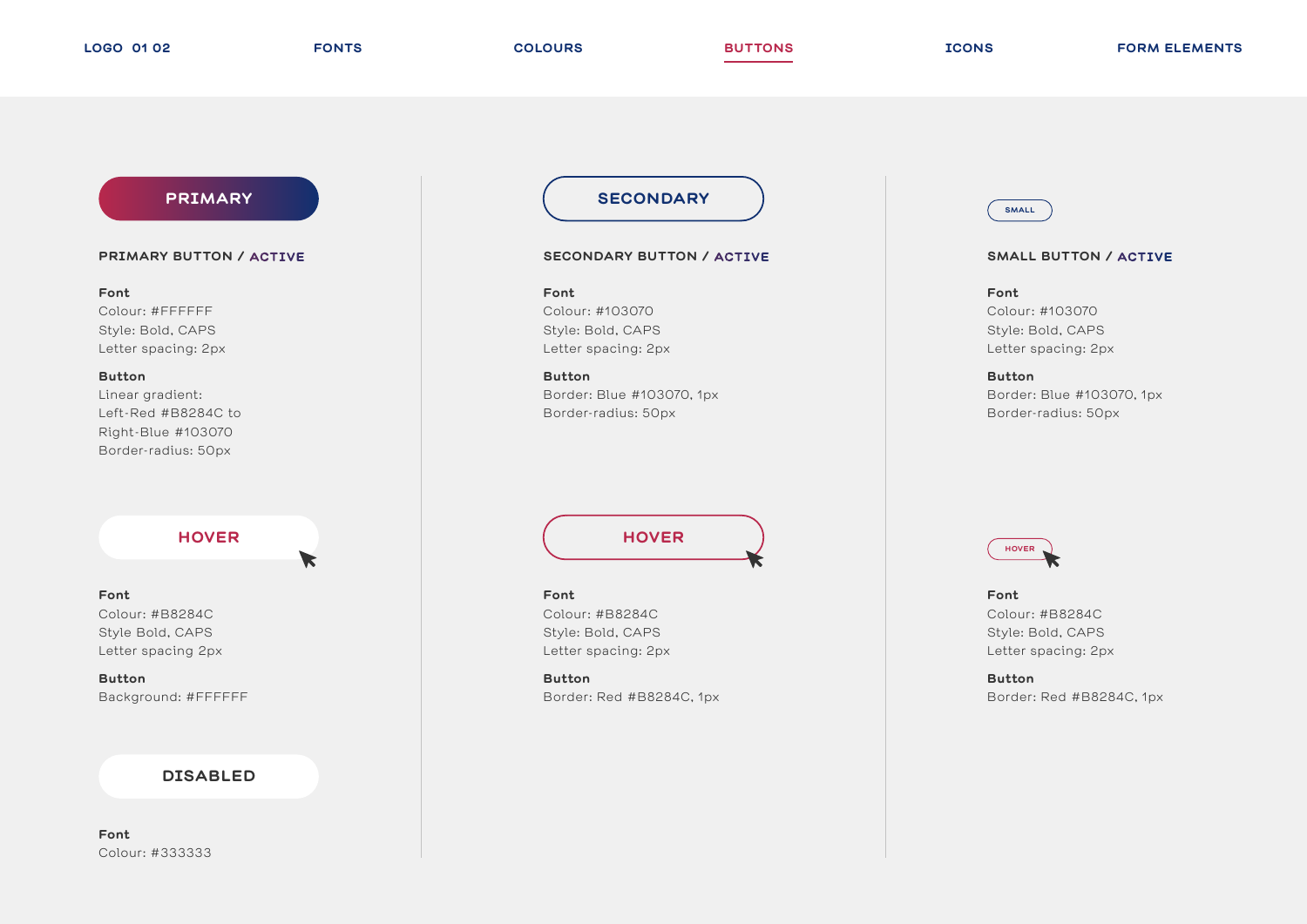LOGO 01 02 | FONTS | COLOURS | BUTTONS | ICONS | FORM ELEMENTS

PRIMARY

**PRIMARY BUTTON / ACTIVE**

**Font**
Colour: #FFFFFF
Style: Bold, CAPS
Letter spacing: 2px

**Button**
Linear gradient:
Left-Red #B8284C to
Right-Blue #103070
Border-radius: 50px

HOVER

**Font**
Colour: #B8284C
Style Bold, CAPS
Letter spacing 2px

**Button**
Background: #FFFFFF

DISABLED

**Font**
Colour: #333333

SECONDARY

**SECONDARY BUTTON / ACTIVE**

**Font**
Colour: #103070
Style: Bold, CAPS
Letter spacing: 2px

**Button**
Border: Blue #103070, 1px
Border-radius: 50px

HOVER

**Font**
Colour: #B8284C
Style: Bold, CAPS
Letter spacing: 2px

**Button**
Border: Red #B8284C, 1px

SMALL

**SMALL BUTTON / ACTIVE**

**Font**
Colour: #103070
Style: Bold, CAPS
Letter spacing: 2px

**Button**
Border: Blue #103070, 1px
Border-radius: 50px

HOVER

**Font**
Colour: #B8284C
Style: Bold, CAPS
Letter spacing: 2px

**Button**
Border: Red #B8284C, 1px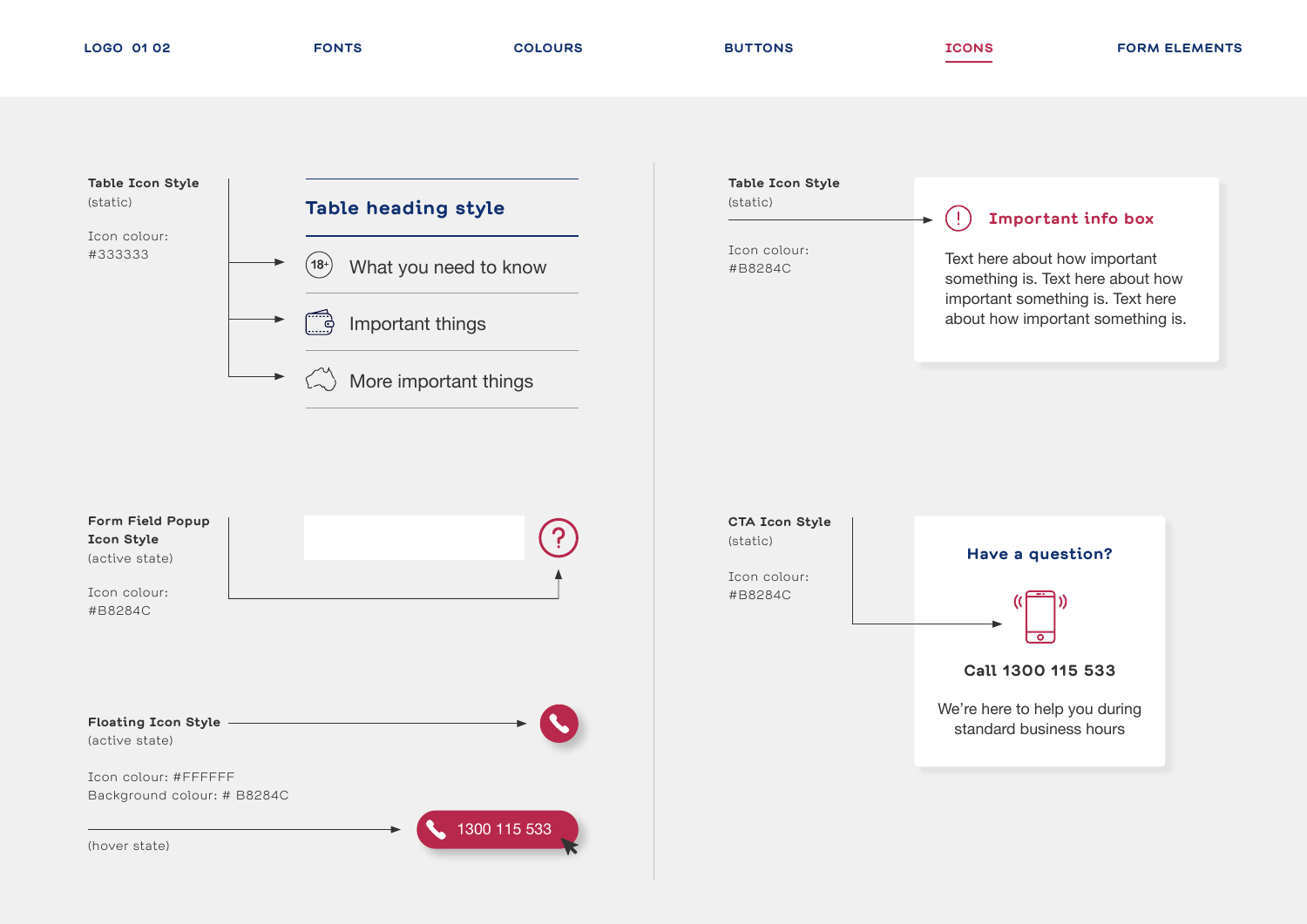LOGO 01 02 | FONTS | COLOURS | BUTTONS | ICONS | FORM ELEMENTS

**Table Icon Style**
(static)

Icon colour:
#333333

### Table heading style

- What you need to know
- Important things
- More important things

**Table Icon Style**
(static)

Icon colour:
#B8284C

**Important info box**

Text here about how important something is. Text here about how important something is. Text here about how important something is.

**Form Field Popup Icon Style**
(active state)

Icon colour:
#B8284C

**CTA Icon Style**
(static)

Icon colour:
#B8284C

**Have a question?**

**Call 1300 115 533**

We're here to help you during standard business hours

**Floating Icon Style**
(active state)

Icon colour: #FFFFFF
Background colour: # B8284C

(hover state)

1300 115 533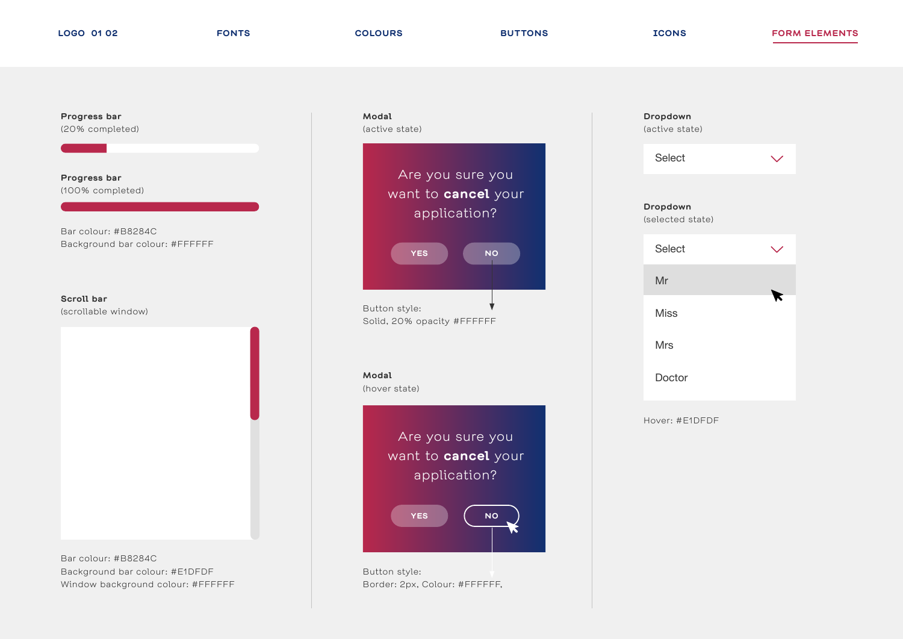LOGO 01 02 FONTS COLOURS BUTTONS ICONS FORM ELEMENTS

**Progress bar**
(20% completed)

**Progress bar**
(100% completed)

Bar colour: #B8284C
Background bar colour: #FFFFFF

**Scroll bar**
(scrollable window)

Bar colour: #B8284C
Background bar colour: #E1DFDF
Window background colour: #FFFFFF

**Modal**
(active state)

Are you sure you want to **cancel** your application?

YES NO

Button style:
Solid, 20% opacity #FFFFFF

**Modal**
(hover state)

Are you sure you want to **cancel** your application?

YES NO

Button style:
Border: 2px, Colour: #FFFFFF,

**Dropdown**
(active state)

Select

**Dropdown**
(selected state)

Select

Mr

Miss

Mrs

Doctor

Hover: #E1DFDF